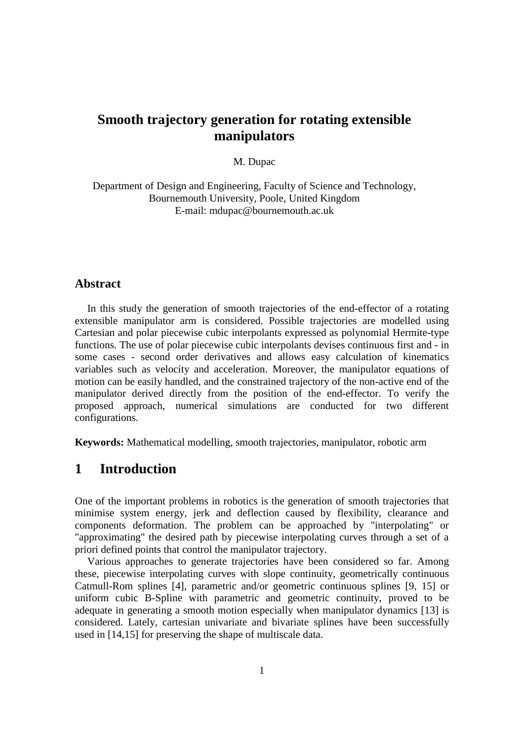# Smooth trajectory generation for rotating extensible manipulators

M. Dupac

Department of Design and Engineering, Faculty of Science and Technology, Bournemouth University, Poole, United Kingdom
E-mail: mdupac@bournemouth.ac.uk

## Abstract

In this study the generation of smooth trajectories of the end-effector of a rotating extensible manipulator arm is considered. Possible trajectories are modelled using Cartesian and polar piecewise cubic interpolants expressed as polynomial Hermite-type functions. The use of polar piecewise cubic interpolants devises continuous first and - in some cases - second order derivatives and allows easy calculation of kinematics variables such as velocity and acceleration. Moreover, the manipulator equations of motion can be easily handled, and the constrained trajectory of the non-active end of the manipulator derived directly from the position of the end-effector. To verify the proposed approach, numerical simulations are conducted for two different configurations.

**Keywords:** Mathematical modelling, smooth trajectories, manipulator, robotic arm

## 1 Introduction

One of the important problems in robotics is the generation of smooth trajectories that minimise system energy, jerk and deflection caused by flexibility, clearance and components deformation. The problem can be approached by "interpolating" or "approximating" the desired path by piecewise interpolating curves through a set of a priori defined points that control the manipulator trajectory.

Various approaches to generate trajectories have been considered so far. Among these, piecewise interpolating curves with slope continuity, geometrically continuous Catmull-Rom splines [4], parametric and/or geometric continuous splines [9, 15] or uniform cubic B-Spline with parametric and geometric continuity, proved to be adequate in generating a smooth motion especially when manipulator dynamics [13] is considered. Lately, cartesian univariate and bivariate splines have been successfully used in [14,15] for preserving the shape of multiscale data.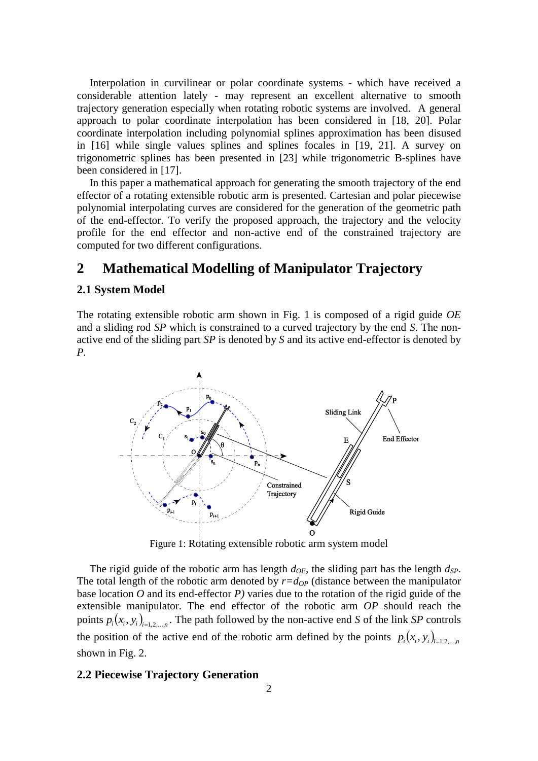Interpolation in curvilinear or polar coordinate systems - which have received a considerable attention lately - may represent an excellent alternative to smooth trajectory generation especially when rotating robotic systems are involved. A general approach to polar coordinate interpolation has been considered in [18, 20]. Polar coordinate interpolation including polynomial splines approximation has been disused in [16] while single values splines and splines focales in [19, 21]. A survey on trigonometric splines has been presented in [23] while trigonometric B-splines have been considered in [17].

In this paper a mathematical approach for generating the smooth trajectory of the end effector of a rotating extensible robotic arm is presented. Cartesian and polar piecewise polynomial interpolating curves are considered for the generation of the geometric path of the end-effector. To verify the proposed approach, the trajectory and the velocity profile for the end effector and non-active end of the constrained trajectory are computed for two different configurations.

# 2 Mathematical Modelling of Manipulator Trajectory

## 2.1 System Model

The rotating extensible robotic arm shown in Fig. 1 is composed of a rigid guide *OE* and a sliding rod *SP* which is constrained to a curved trajectory by the end *S*. The non-active end of the sliding part *SP* is denoted by *S* and its active end-effector is denoted by *P*.

Figure 1: Rotating extensible robotic arm system model

The rigid guide of the robotic arm has length $d_{OE}$, the sliding part has the length $d_{SP}$. The total length of the robotic arm denoted by $r=d_{OP}$ (distance between the manipulator base location *O* and its end-effector *P)* varies due to the rotation of the rigid guide of the extensible manipulator. The end effector of the robotic arm *OP* should reach the points $p_i(x_i, y_i)_{i=1,2,...,n}$. The path followed by the non-active end *S* of the link *SP* controls the position of the active end of the robotic arm defined by the points $p_i(x_i, y_i)_{i=1,2,...,n}$ shown in Fig. 2.

## 2.2 Piecewise Trajectory Generation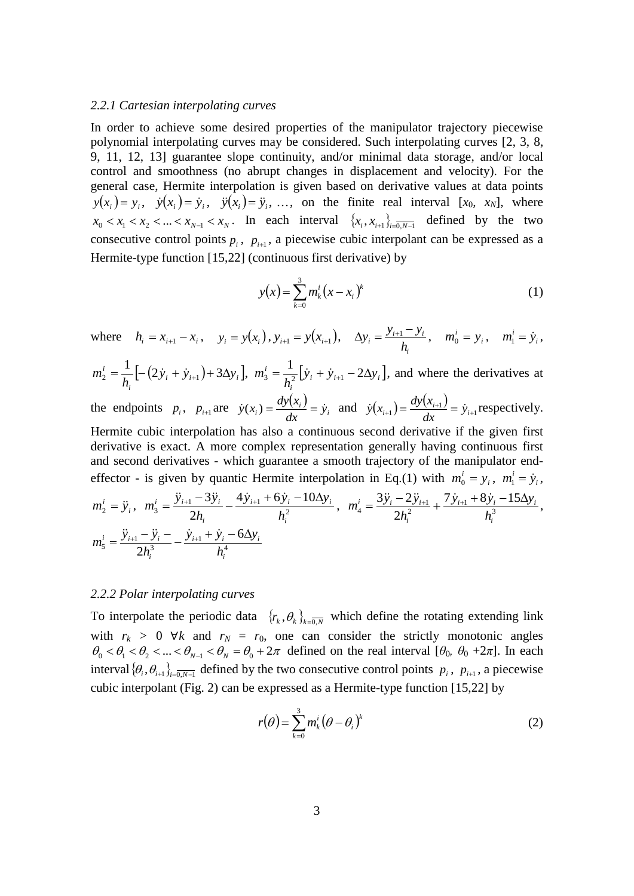### 2.2.1 Cartesian interpolating curves

In order to achieve some desired properties of the manipulator trajectory piecewise polynomial interpolating curves may be considered. Such interpolating curves [2, 3, 8, 9, 11, 12, 13] guarantee slope continuity, and/or minimal data storage, and/or local control and smoothness (no abrupt changes in displacement and velocity). For the general case, Hermite interpolation is given based on derivative values at data points $y(x_i) = y_i$, $\dot{y}(x_i) = \dot{y}_i$, $\ddot{y}(x_i) = \ddot{y}_i$, …, on the finite real interval [$x_0$, $x_N$], where $x_0 < x_1 < x_2 < ... < x_{N-1} < x_N$. In each interval $\{x_i, x_{i+1}\}_{i=\overline{0,N-1}}$ defined by the two consecutive control points $p_i$, $p_{i+1}$, a piecewise cubic interpolant can be expressed as a Hermite-type function [15,22] (continuous first derivative) by

$$y(x) = \sum_{k=0}^{3} m_k^i (x - x_i)^k \tag{1}$$

where $h_i = x_{i+1} - x_i$, $y_i = y(x_i)$, $y_{i+1} = y(x_{i+1})$, $\Delta y_i = \dfrac{y_{i+1} - y_i}{h_i}$, $m_0^i = y_i$, $m_1^i = \dot{y}_i$, $m_2^i = \dfrac{1}{h_i}\left[-(2\dot{y}_i + \dot{y}_{i+1}) + 3\Delta y_i\right]$, $m_3^i = \dfrac{1}{h_i^2}\left[\dot{y}_i + \dot{y}_{i+1} - 2\Delta y_i\right]$, and where the derivatives at the endpoints $p_i$, $p_{i+1}$ are $\dot{y}(x_i) = \dfrac{dy(x_i)}{dx} = \dot{y}_i$ and $\dot{y}(x_{i+1}) = \dfrac{dy(x_{i+1})}{dx} = \dot{y}_{i+1}$ respectively. Hermite cubic interpolation has also a continuous second derivative if the given first derivative is exact. A more complex representation generally having continuous first and second derivatives - which guarantee a smooth trajectory of the manipulator end-effector - is given by quantic Hermite interpolation in Eq.(1) with $m_0^i = y_i$, $m_1^i = \dot{y}_i$, $m_2^i = \ddot{y}_i$, $m_3^i = \dfrac{\ddot{y}_{i+1} - 3\ddot{y}_i}{2h_i} - \dfrac{4\dot{y}_{i+1} + 6\dot{y}_i - 10\Delta y_i}{h_i^2}$, $m_4^i = \dfrac{3\ddot{y}_i - 2\ddot{y}_{i+1}}{2h_i^2} + \dfrac{7\dot{y}_{i+1} + 8\dot{y}_i - 15\Delta y_i}{h_i^3}$, $m_5^i = \dfrac{\ddot{y}_{i+1} - \ddot{y}_i -}{2h_i^3} - \dfrac{\dot{y}_{i+1} + \dot{y}_i - 6\Delta y_i}{h_i^4}$

### 2.2.2 Polar interpolating curves

To interpolate the periodic data $\{r_k, \theta_k\}_{k=\overline{0,N}}$ which define the rotating extending link with $r_k > 0$ $\forall k$ and $r_N = r_0$, one can consider the strictly monotonic angles $\theta_0 < \theta_1 < \theta_2 < ... < \theta_{N-1} < \theta_N = \theta_0 + 2\pi$ defined on the real interval [$\theta_0$, $\theta_0 + 2\pi$]. In each interval $\{\theta_i, \theta_{i+1}\}_{i=\overline{0,N-1}}$ defined by the two consecutive control points $p_i$, $p_{i+1}$, a piecewise cubic interpolant (Fig. 2) can be expressed as a Hermite-type function [15,22] by

$$r(\theta) = \sum_{k=0}^{3} m_k^i (\theta - \theta_i)^k \tag{2}$$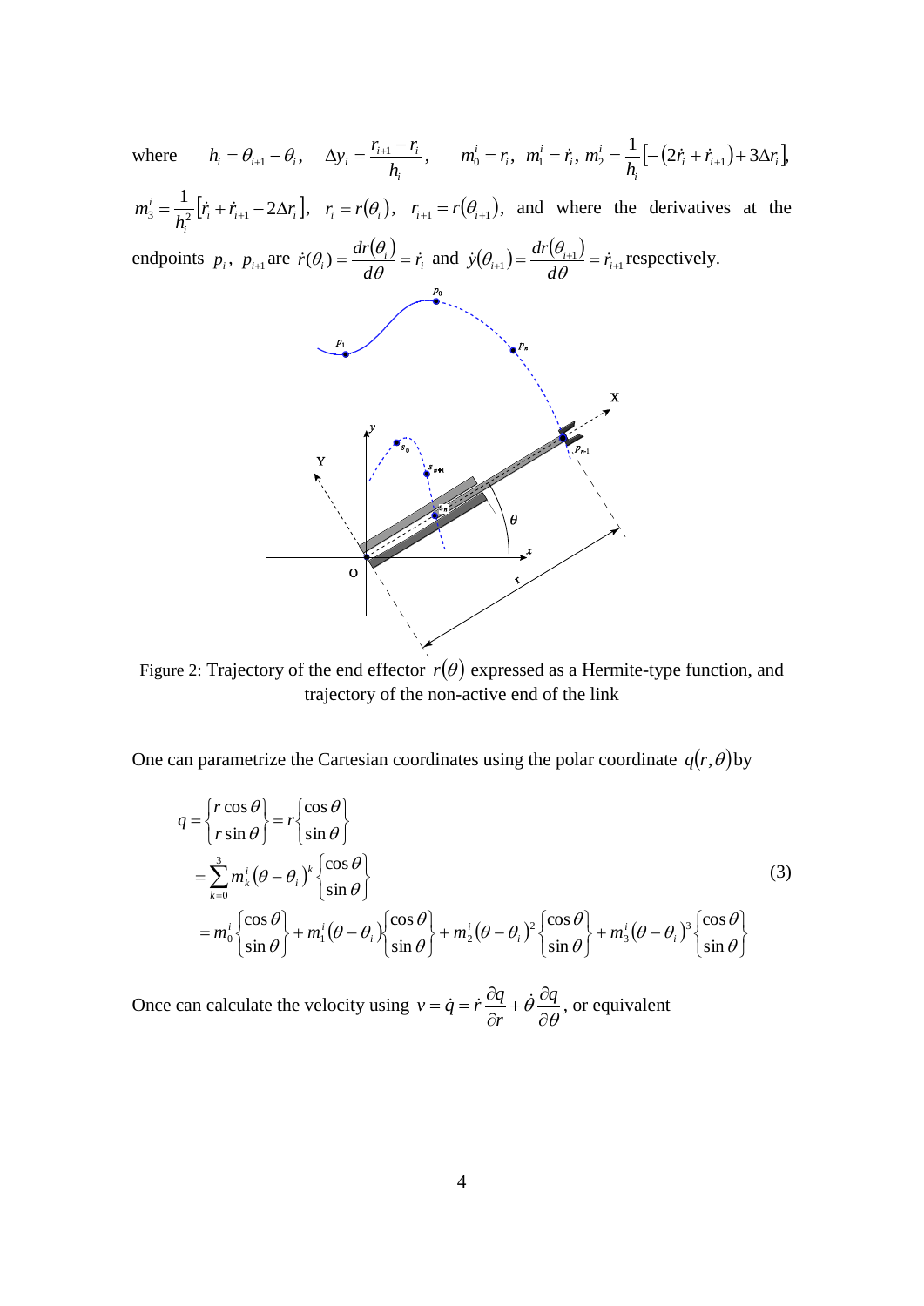where $\quad h_i = \theta_{i+1} - \theta_i, \quad \Delta y_i = \dfrac{r_{i+1} - r_i}{h_i}, \quad m_0^i = r_i,\ m_1^i = \dot{r}_i,\ m_2^i = \dfrac{1}{h_i}\left[-\left(2\dot{r}_i + \dot{r}_{i+1}\right) + 3\Delta r_i\right],$ $m_3^i = \dfrac{1}{h_i^2}\left[\dot{r}_i + \dot{r}_{i+1} - 2\Delta r_i\right],\ \ r_i = r(\theta_i),\ \ r_{i+1} = r(\theta_{i+1})$, and where the derivatives at the endpoints $p_i$, $p_{i+1}$ are $\dot{r}(\theta_i) = \dfrac{dr(\theta_i)}{d\theta} = \dot{r}_i$ and $\dot{y}(\theta_{i+1}) = \dfrac{dr(\theta_{i+1})}{d\theta} = \dot{r}_{i+1}$ respectively.

Figure 2: Trajectory of the end effector $r(\theta)$ expressed as a Hermite-type function, and trajectory of the non-active end of the link

One can parametrize the Cartesian coordinates using the polar coordinate $q(r,\theta)$ by

$$
\begin{aligned}
q &= \begin{Bmatrix} r\cos\theta \\ r\sin\theta \end{Bmatrix} = r\begin{Bmatrix} \cos\theta \\ \sin\theta \end{Bmatrix} \\
&= \sum_{k=0}^{3} m_k^i \left(\theta - \theta_i\right)^k \begin{Bmatrix} \cos\theta \\ \sin\theta \end{Bmatrix} \\
&= m_0^i \begin{Bmatrix} \cos\theta \\ \sin\theta \end{Bmatrix} + m_1^i\left(\theta - \theta_i\right)\begin{Bmatrix} \cos\theta \\ \sin\theta \end{Bmatrix} + m_2^i\left(\theta - \theta_i\right)^2\begin{Bmatrix} \cos\theta \\ \sin\theta \end{Bmatrix} + m_3^i\left(\theta - \theta_i\right)^3\begin{Bmatrix} \cos\theta \\ \sin\theta \end{Bmatrix}
\end{aligned}
\tag{3}
$$

Once can calculate the velocity using $v = \dot{q} = \dot{r}\dfrac{\partial q}{\partial r} + \dot{\theta}\dfrac{\partial q}{\partial \theta}$, or equivalent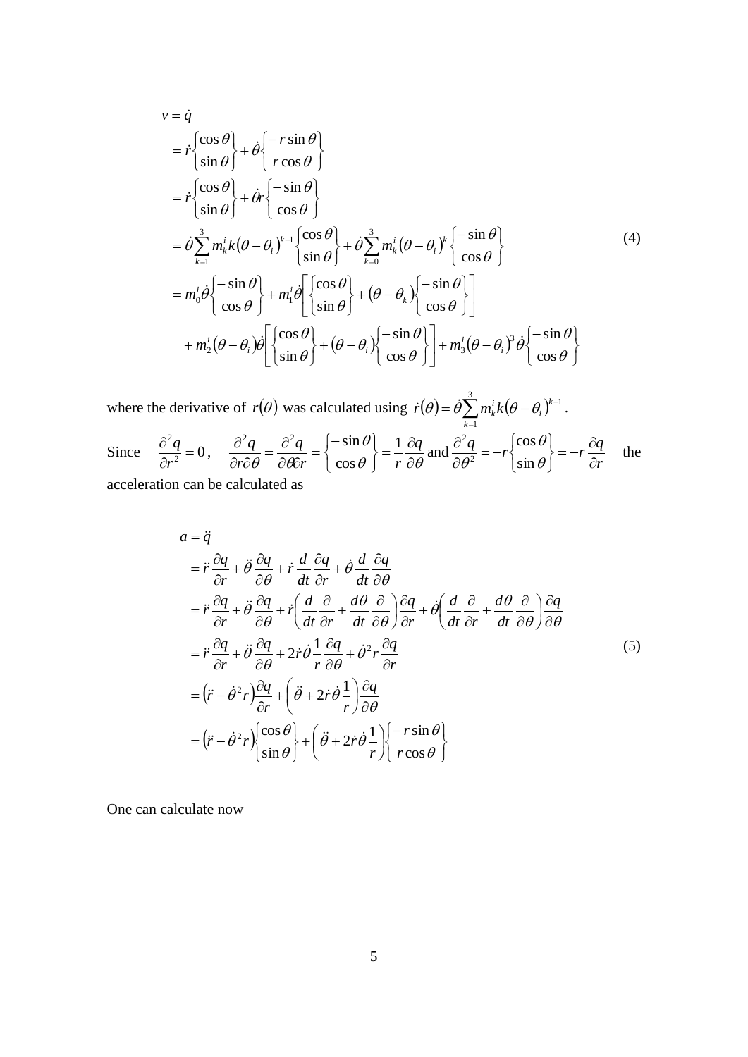$$
\begin{aligned}
v &= \dot{q} \\
&= \dot{r}\begin{Bmatrix}\cos\theta \\ \sin\theta\end{Bmatrix} + \dot{\theta}\begin{Bmatrix}-r\sin\theta \\ r\cos\theta\end{Bmatrix} \\
&= \dot{r}\begin{Bmatrix}\cos\theta \\ \sin\theta\end{Bmatrix} + \dot{\theta}r\begin{Bmatrix}-\sin\theta \\ \cos\theta\end{Bmatrix} \\
&= \dot{\theta}\sum_{k=1}^{3} m_k^i k\left(\theta-\theta_i\right)^{k-1}\begin{Bmatrix}\cos\theta \\ \sin\theta\end{Bmatrix} + \dot{\theta}\sum_{k=0}^{3} m_k^i\left(\theta-\theta_i\right)^{k}\begin{Bmatrix}-\sin\theta \\ \cos\theta\end{Bmatrix} \\
&= m_0^i\dot{\theta}\begin{Bmatrix}-\sin\theta \\ \cos\theta\end{Bmatrix} + m_1^i\dot{\theta}\left[\begin{Bmatrix}\cos\theta \\ \sin\theta\end{Bmatrix} + \left(\theta-\theta_k\right)\begin{Bmatrix}-\sin\theta \\ \cos\theta\end{Bmatrix}\right] \\
&\quad + m_2^i\left(\theta-\theta_i\right)\dot{\theta}\left[\begin{Bmatrix}\cos\theta \\ \sin\theta\end{Bmatrix} + \left(\theta-\theta_i\right)\begin{Bmatrix}-\sin\theta \\ \cos\theta\end{Bmatrix}\right] + m_3^i\left(\theta-\theta_i\right)^3\dot{\theta}\begin{Bmatrix}-\sin\theta \\ \cos\theta\end{Bmatrix}
\end{aligned}
\tag{4}
$$

where the derivative of $r(\theta)$ was calculated using $\dot{r}(\theta) = \dot{\theta}\sum_{k=1}^{3} m_k^i k\left(\theta-\theta_i\right)^{k-1}$.

Since $\frac{\partial^2 q}{\partial r^2} = 0$, $\frac{\partial^2 q}{\partial r\partial\theta} = \frac{\partial^2 q}{\partial\theta\partial r} = \begin{Bmatrix}-\sin\theta \\ \cos\theta\end{Bmatrix} = \frac{1}{r}\frac{\partial q}{\partial\theta}$ and $\frac{\partial^2 q}{\partial\theta^2} = -r\begin{Bmatrix}\cos\theta \\ \sin\theta\end{Bmatrix} = -r\frac{\partial q}{\partial r}$ the acceleration can be calculated as

$$
\begin{aligned}
a &= \ddot{q} \\
&= \ddot{r}\frac{\partial q}{\partial r} + \ddot{\theta}\frac{\partial q}{\partial\theta} + \dot{r}\frac{d}{dt}\frac{\partial q}{\partial r} + \dot{\theta}\frac{d}{dt}\frac{\partial q}{\partial\theta} \\
&= \ddot{r}\frac{\partial q}{\partial r} + \ddot{\theta}\frac{\partial q}{\partial\theta} + \dot{r}\left(\frac{d}{dt}\frac{\partial}{\partial r} + \frac{d\theta}{dt}\frac{\partial}{\partial\theta}\right)\frac{\partial q}{\partial r} + \dot{\theta}\left(\frac{d}{dt}\frac{\partial}{\partial r} + \frac{d\theta}{dt}\frac{\partial}{\partial\theta}\right)\frac{\partial q}{\partial\theta} \\
&= \ddot{r}\frac{\partial q}{\partial r} + \ddot{\theta}\frac{\partial q}{\partial\theta} + 2\dot{r}\dot{\theta}\frac{1}{r}\frac{\partial q}{\partial\theta} + \dot{\theta}^2 r\frac{\partial q}{\partial r} \\
&= \left(\ddot{r}-\dot{\theta}^2 r\right)\frac{\partial q}{\partial r} + \left(\ddot{\theta}+2\dot{r}\dot{\theta}\frac{1}{r}\right)\frac{\partial q}{\partial\theta} \\
&= \left(\ddot{r}-\dot{\theta}^2 r\right)\begin{Bmatrix}\cos\theta \\ \sin\theta\end{Bmatrix} + \left(\ddot{\theta}+2\dot{r}\dot{\theta}\frac{1}{r}\right)\begin{Bmatrix}-r\sin\theta \\ r\cos\theta\end{Bmatrix}
\end{aligned}
\tag{5}
$$

One can calculate now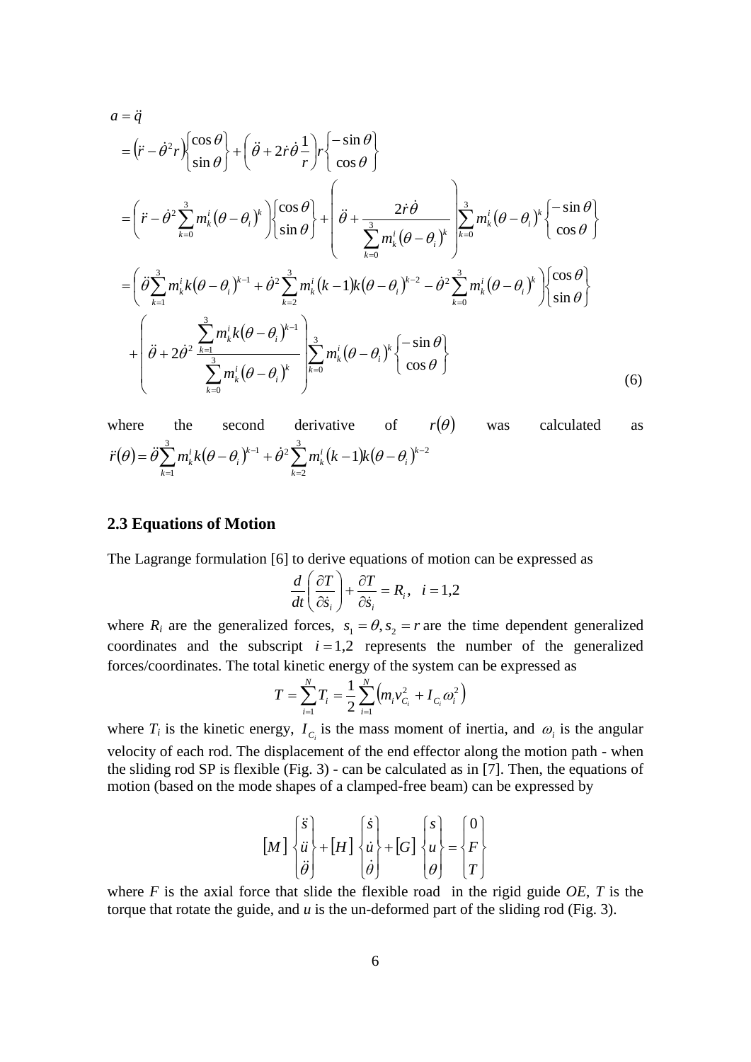$$
\begin{aligned}
a &= \ddot{q} \\
&= \left(\ddot{r} - \dot{\theta}^2 r\right)\begin{Bmatrix}\cos\theta \\ \sin\theta\end{Bmatrix} + \left(\ddot{\theta} + 2\dot{r}\dot{\theta}\frac{1}{r}\right) r \begin{Bmatrix}-\sin\theta \\ \cos\theta\end{Bmatrix} \\
&= \left(\ddot{r} - \dot{\theta}^2 \sum_{k=0}^{3} m_k^i \left(\theta - \theta_i\right)^k\right)\begin{Bmatrix}\cos\theta \\ \sin\theta\end{Bmatrix} + \left(\ddot{\theta} + \frac{2\dot{r}\dot{\theta}}{\sum_{k=0}^{3} m_k^i \left(\theta - \theta_i\right)^k}\right) \sum_{k=0}^{3} m_k^i \left(\theta - \theta_i\right)^k \begin{Bmatrix}-\sin\theta \\ \cos\theta\end{Bmatrix} \\
&= \left(\ddot{\theta}\sum_{k=1}^{3} m_k^i k\left(\theta - \theta_i\right)^{k-1} + \dot{\theta}^2 \sum_{k=2}^{3} m_k^i \left(k-1\right)k\left(\theta - \theta_i\right)^{k-2} - \dot{\theta}^2 \sum_{k=0}^{3} m_k^i \left(\theta - \theta_i\right)^k\right)\begin{Bmatrix}\cos\theta \\ \sin\theta\end{Bmatrix} \\
&\quad + \left(\ddot{\theta} + 2\dot{\theta}^2 \frac{\sum_{k=1}^{3} m_k^i k\left(\theta - \theta_i\right)^{k-1}}{\sum_{k=0}^{3} m_k^i \left(\theta - \theta_i\right)^k}\right) \sum_{k=0}^{3} m_k^i \left(\theta - \theta_i\right)^k \begin{Bmatrix}-\sin\theta \\ \cos\theta\end{Bmatrix}
\end{aligned} \tag{6}
$$

where the second derivative of $r(\theta)$ was calculated as $\ddot{r}(\theta) = \ddot{\theta}\sum_{k=1}^{3} m_k^i k\left(\theta - \theta_i\right)^{k-1} + \dot{\theta}^2 \sum_{k=2}^{3} m_k^i \left(k-1\right)k\left(\theta - \theta_i\right)^{k-2}$

### 2.3 Equations of Motion

The Lagrange formulation [6] to derive equations of motion can be expressed as

$$
\frac{d}{dt}\left(\frac{\partial T}{\partial \dot{s}_i}\right) + \frac{\partial T}{\partial \dot{s}_i} = R_i, \quad i = 1,2
$$

where $R_i$ are the generalized forces, $s_1 = \theta, s_2 = r$ are the time dependent generalized coordinates and the subscript $i = 1,2$ represents the number of the generalized forces/coordinates. The total kinetic energy of the system can be expressed as

$$
T = \sum_{i=1}^{N} T_i = \frac{1}{2}\sum_{i=1}^{N}\left(m_i v_{C_i}^2 + I_{C_i}\omega_i^2\right)
$$

where $T_i$ is the kinetic energy, $I_{C_i}$ is the mass moment of inertia, and $\omega_i$ is the angular velocity of each rod. The displacement of the end effector along the motion path - when the sliding rod SP is flexible (Fig. 3) - can be calculated as in [7]. Then, the equations of motion (based on the mode shapes of a clamped-free beam) can be expressed by

$$
\left[M\right]\begin{Bmatrix}\ddot{s} \\ \ddot{u} \\ \ddot{\theta}\end{Bmatrix} + \left[H\right]\begin{Bmatrix}\dot{s} \\ \dot{u} \\ \dot{\theta}\end{Bmatrix} + \left[G\right]\begin{Bmatrix}s \\ u \\ \theta\end{Bmatrix} = \begin{Bmatrix}0 \\ F \\ T\end{Bmatrix}
$$

where $F$ is the axial force that slide the flexible road in the rigid guide *OE*, $T$ is the torque that rotate the guide, and $u$ is the un-deformed part of the sliding rod (Fig. 3).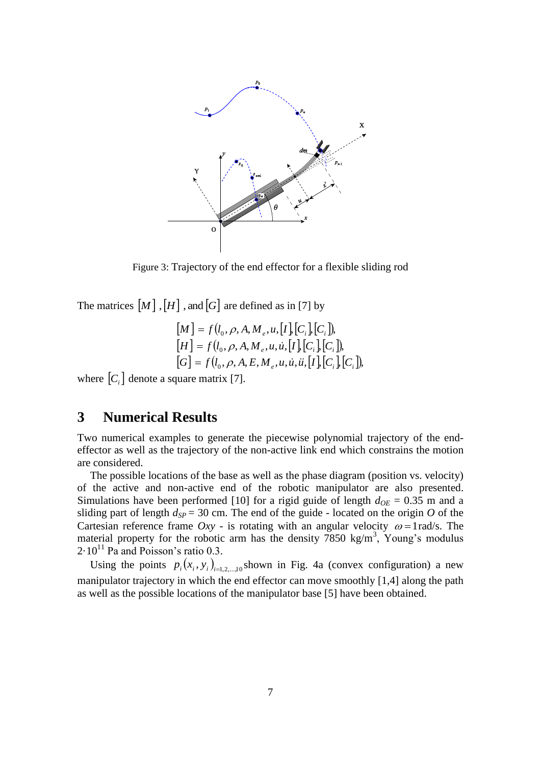Figure 3: Trajectory of the end effector for a flexible sliding rod

The matrices $[M]$ , $[H]$ , and $[G]$ are defined as in [7] by

$$
\begin{aligned}
[M] &= f\left(l_0, \rho, A, M_e, u, [I], [C_i], [C_i]\right), \\
[H] &= f\left(l_0, \rho, A, M_e, u, \dot{u}, [I], [C_i], [C_i]\right), \\
[G] &= f\left(l_0, \rho, A, E, M_e, u, \dot{u}, \ddot{u}, [I], [C_i], [C_i]\right),
\end{aligned}
$$

where $[C_i]$ denote a square matrix [7].

## 3 Numerical Results

Two numerical examples to generate the piecewise polynomial trajectory of the end-effector as well as the trajectory of the non-active link end which constrains the motion are considered.

The possible locations of the base as well as the phase diagram (position vs. velocity) of the active and non-active end of the robotic manipulator are also presented. Simulations have been performed [10] for a rigid guide of length $d_{OE}$ = 0.35 m and a sliding part of length $d_{SP}$ = 30 cm. The end of the guide - located on the origin $O$ of the Cartesian reference frame $Oxy$ - is rotating with an angular velocity $\omega = 1$rad/s. The material property for the robotic arm has the density 7850 kg/m$^3$, Young's modulus $2 \cdot 10^{11}$ Pa and Poisson's ratio 0.3.

Using the points $p_i(x_i, y_i)_{i=1,2,\ldots,10}$ shown in Fig. 4a (convex configuration) a new manipulator trajectory in which the end effector can move smoothly [1,4] along the path as well as the possible locations of the manipulator base [5] have been obtained.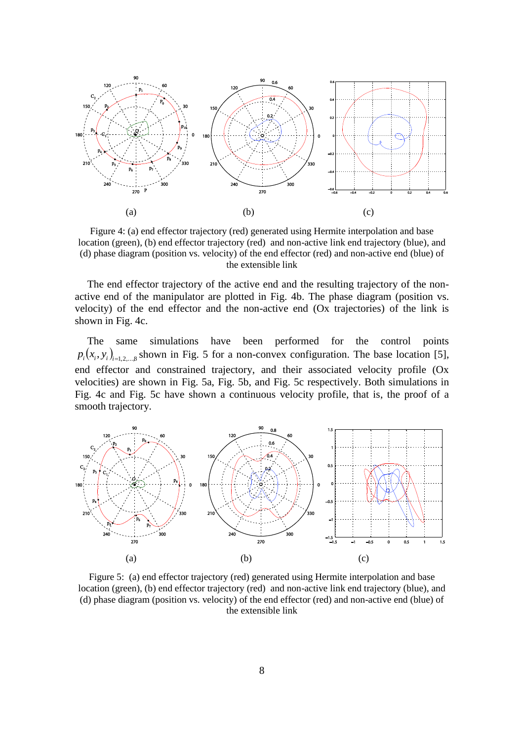(a) (b) (c)

Figure 4: (a) end effector trajectory (red) generated using Hermite interpolation and base location (green), (b) end effector trajectory (red) and non-active link end trajectory (blue), and (d) phase diagram (position vs. velocity) of the end effector (red) and non-active end (blue) of the extensible link

The end effector trajectory of the active end and the resulting trajectory of the non-active end of the manipulator are plotted in Fig. 4b. The phase diagram (position vs. velocity) of the end effector and the non-active end (Ox trajectories) of the link is shown in Fig. 4c.

The same simulations have been performed for the control points $p_i(x_i, y_i)_{i=1,2,\ldots,8}$ shown in Fig. 5 for a non-convex configuration. The base location [5], end effector and constrained trajectory, and their associated velocity profile (Ox velocities) are shown in Fig. 5a, Fig. 5b, and Fig. 5c respectively. Both simulations in Fig. 4c and Fig. 5c have shown a continuous velocity profile, that is, the proof of a smooth trajectory.

(a) (b) (c)

Figure 5: (a) end effector trajectory (red) generated using Hermite interpolation and base location (green), (b) end effector trajectory (red) and non-active link end trajectory (blue), and (d) phase diagram (position vs. velocity) of the end effector (red) and non-active end (blue) of the extensible link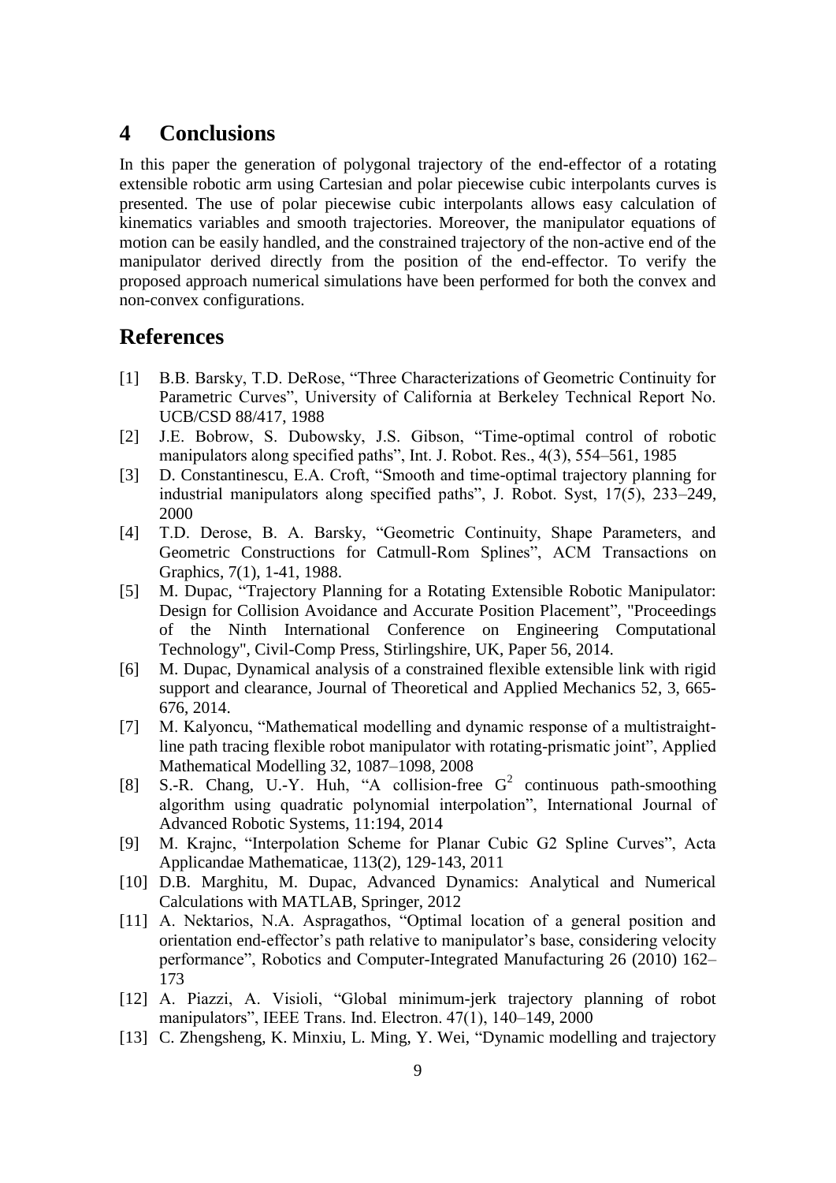## 4 Conclusions

In this paper the generation of polygonal trajectory of the end-effector of a rotating extensible robotic arm using Cartesian and polar piecewise cubic interpolants curves is presented. The use of polar piecewise cubic interpolants allows easy calculation of kinematics variables and smooth trajectories. Moreover, the manipulator equations of motion can be easily handled, and the constrained trajectory of the non-active end of the manipulator derived directly from the position of the end-effector. To verify the proposed approach numerical simulations have been performed for both the convex and non-convex configurations.

## References

[1] B.B. Barsky, T.D. DeRose, "Three Characterizations of Geometric Continuity for Parametric Curves", University of California at Berkeley Technical Report No. UCB/CSD 88/417, 1988

[2] J.E. Bobrow, S. Dubowsky, J.S. Gibson, "Time-optimal control of robotic manipulators along specified paths", Int. J. Robot. Res., 4(3), 554–561, 1985

[3] D. Constantinescu, E.A. Croft, "Smooth and time-optimal trajectory planning for industrial manipulators along specified paths", J. Robot. Syst, 17(5), 233–249, 2000

[4] T.D. Derose, B. A. Barsky, "Geometric Continuity, Shape Parameters, and Geometric Constructions for Catmull-Rom Splines", ACM Transactions on Graphics, 7(1), 1-41, 1988.

[5] M. Dupac, "Trajectory Planning for a Rotating Extensible Robotic Manipulator: Design for Collision Avoidance and Accurate Position Placement", "Proceedings of the Ninth International Conference on Engineering Computational Technology", Civil-Comp Press, Stirlingshire, UK, Paper 56, 2014.

[6] M. Dupac, Dynamical analysis of a constrained flexible extensible link with rigid support and clearance, Journal of Theoretical and Applied Mechanics 52, 3, 665-676, 2014.

[7] M. Kalyoncu, "Mathematical modelling and dynamic response of a multistraight-line path tracing flexible robot manipulator with rotating-prismatic joint", Applied Mathematical Modelling 32, 1087–1098, 2008

[8] S.-R. Chang, U.-Y. Huh, "A collision-free $G^2$ continuous path-smoothing algorithm using quadratic polynomial interpolation", International Journal of Advanced Robotic Systems, 11:194, 2014

[9] M. Krajnc, "Interpolation Scheme for Planar Cubic G2 Spline Curves", Acta Applicandae Mathematicae, 113(2), 129-143, 2011

[10] D.B. Marghitu, M. Dupac, Advanced Dynamics: Analytical and Numerical Calculations with MATLAB, Springer, 2012

[11] A. Nektarios, N.A. Aspragathos, "Optimal location of a general position and orientation end-effector's path relative to manipulator's base, considering velocity performance", Robotics and Computer-Integrated Manufacturing 26 (2010) 162–173

[12] A. Piazzi, A. Visioli, "Global minimum-jerk trajectory planning of robot manipulators", IEEE Trans. Ind. Electron. 47(1), 140–149, 2000

[13] C. Zhengsheng, K. Minxiu, L. Ming, Y. Wei, "Dynamic modelling and trajectory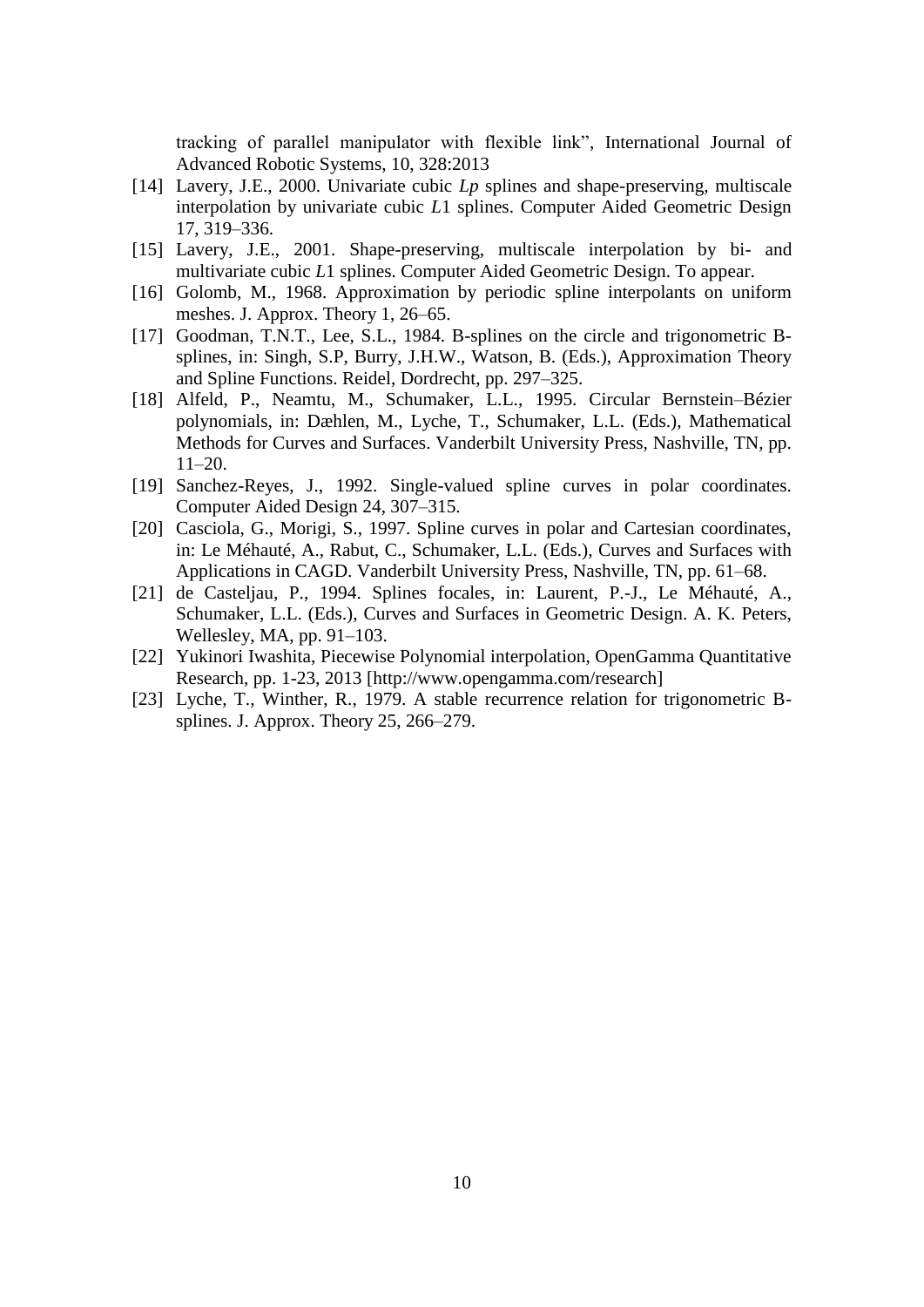tracking of parallel manipulator with flexible link", International Journal of Advanced Robotic Systems, 10, 328:2013

[14] Lavery, J.E., 2000. Univariate cubic *Lp* splines and shape-preserving, multiscale interpolation by univariate cubic *L*1 splines. Computer Aided Geometric Design 17, 319–336.

[15] Lavery, J.E., 2001. Shape-preserving, multiscale interpolation by bi- and multivariate cubic *L*1 splines. Computer Aided Geometric Design. To appear.

[16] Golomb, M., 1968. Approximation by periodic spline interpolants on uniform meshes. J. Approx. Theory 1, 26–65.

[17] Goodman, T.N.T., Lee, S.L., 1984. B-splines on the circle and trigonometric B-splines, in: Singh, S.P, Burry, J.H.W., Watson, B. (Eds.), Approximation Theory and Spline Functions. Reidel, Dordrecht, pp. 297–325.

[18] Alfeld, P., Neamtu, M., Schumaker, L.L., 1995. Circular Bernstein–Bézier polynomials, in: Dæhlen, M., Lyche, T., Schumaker, L.L. (Eds.), Mathematical Methods for Curves and Surfaces. Vanderbilt University Press, Nashville, TN, pp. 11–20.

[19] Sanchez-Reyes, J., 1992. Single-valued spline curves in polar coordinates. Computer Aided Design 24, 307–315.

[20] Casciola, G., Morigi, S., 1997. Spline curves in polar and Cartesian coordinates, in: Le Méhauté, A., Rabut, C., Schumaker, L.L. (Eds.), Curves and Surfaces with Applications in CAGD. Vanderbilt University Press, Nashville, TN, pp. 61–68.

[21] de Casteljau, P., 1994. Splines focales, in: Laurent, P.-J., Le Méhauté, A., Schumaker, L.L. (Eds.), Curves and Surfaces in Geometric Design. A. K. Peters, Wellesley, MA, pp. 91–103.

[22] Yukinori Iwashita, Piecewise Polynomial interpolation, OpenGamma Quantitative Research, pp. 1-23, 2013 [http://www.opengamma.com/research]

[23] Lyche, T., Winther, R., 1979. A stable recurrence relation for trigonometric B-splines. J. Approx. Theory 25, 266–279.